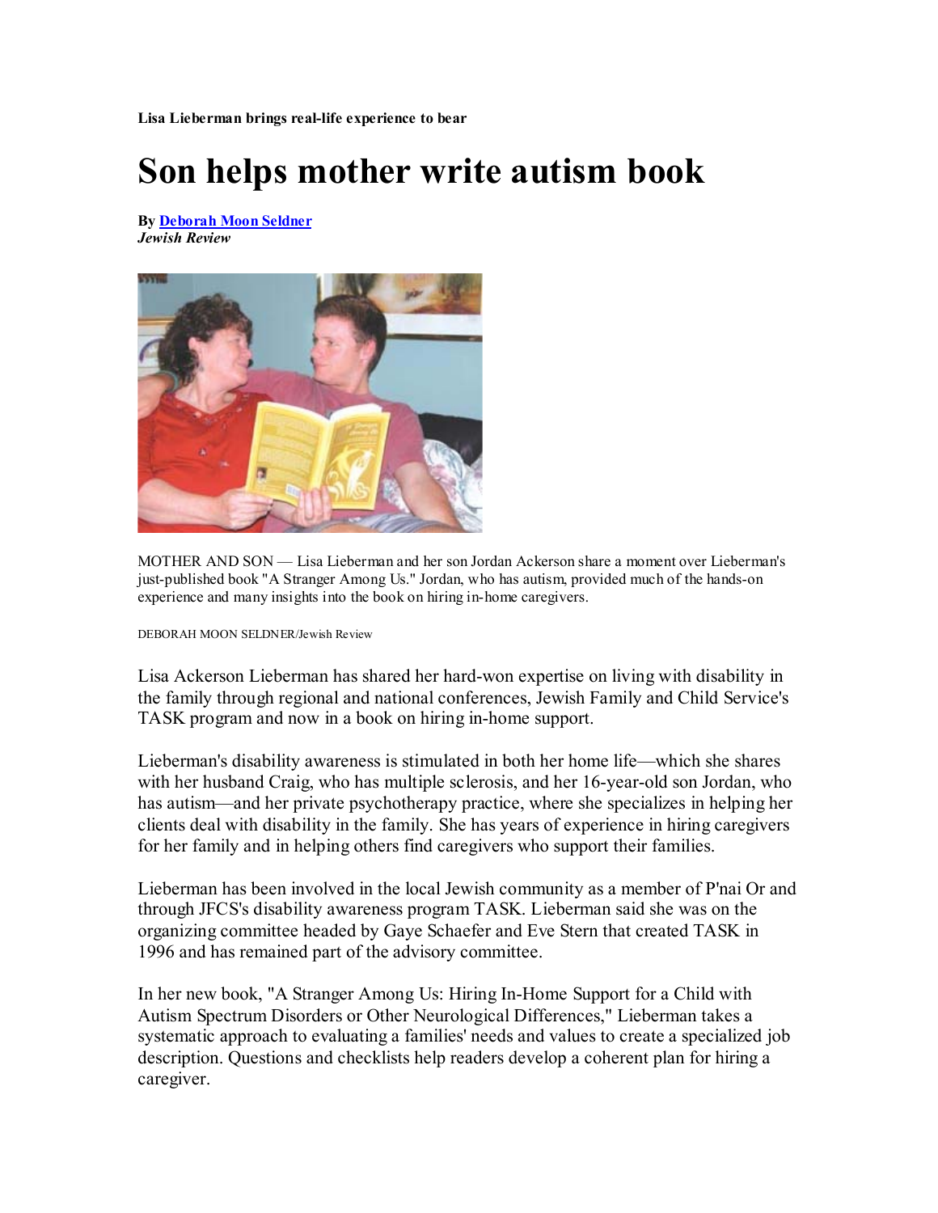**Lisa Lieberman brings real-life experience to bear**

# Son helps mother write autism book

**By Deborah Moon Seldner**
***Jewish Review***

MOTHER AND SON — Lisa Lieberman and her son Jordan Ackerson share a moment over Lieberman's just-published book "A Stranger Among Us." Jordan, who has autism, provided much of the hands-on experience and many insights into the book on hiring in-home caregivers.

DEBORAH MOON SELDNER/Jewish Review

Lisa Ackerson Lieberman has shared her hard-won expertise on living with disability in the family through regional and national conferences, Jewish Family and Child Service's TASK program and now in a book on hiring in-home support.

Lieberman's disability awareness is stimulated in both her home life—which she shares with her husband Craig, who has multiple sclerosis, and her 16-year-old son Jordan, who has autism—and her private psychotherapy practice, where she specializes in helping her clients deal with disability in the family. She has years of experience in hiring caregivers for her family and in helping others find caregivers who support their families.

Lieberman has been involved in the local Jewish community as a member of P'nai Or and through JFCS's disability awareness program TASK. Lieberman said she was on the organizing committee headed by Gaye Schaefer and Eve Stern that created TASK in 1996 and has remained part of the advisory committee.

In her new book, "A Stranger Among Us: Hiring In-Home Support for a Child with Autism Spectrum Disorders or Other Neurological Differences," Lieberman takes a systematic approach to evaluating a families' needs and values to create a specialized job description. Questions and checklists help readers develop a coherent plan for hiring a caregiver.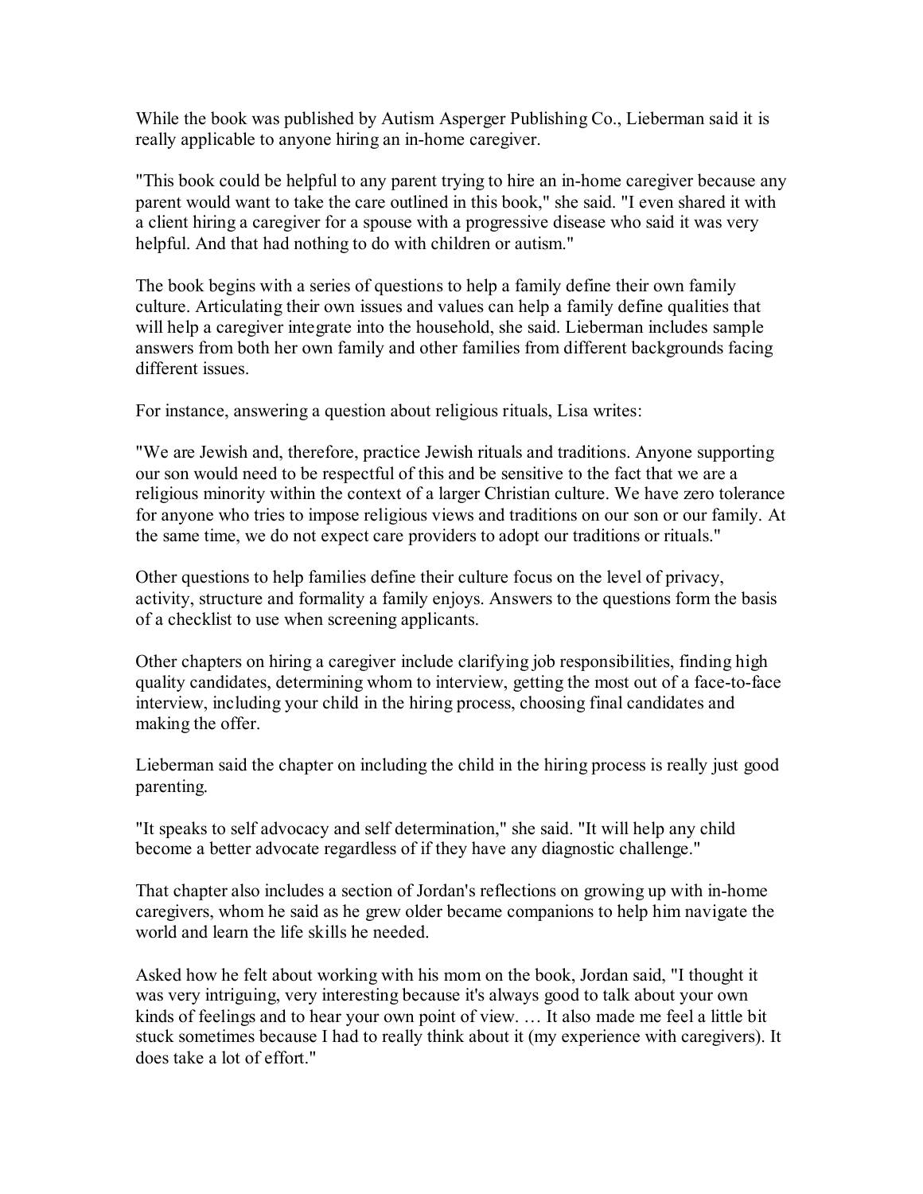While the book was published by Autism Asperger Publishing Co., Lieberman said it is really applicable to anyone hiring an in-home caregiver.

"This book could be helpful to any parent trying to hire an in-home caregiver because any parent would want to take the care outlined in this book," she said. "I even shared it with a client hiring a caregiver for a spouse with a progressive disease who said it was very helpful. And that had nothing to do with children or autism."

The book begins with a series of questions to help a family define their own family culture. Articulating their own issues and values can help a family define qualities that will help a caregiver integrate into the household, she said. Lieberman includes sample answers from both her own family and other families from different backgrounds facing different issues.

For instance, answering a question about religious rituals, Lisa writes:

"We are Jewish and, therefore, practice Jewish rituals and traditions. Anyone supporting our son would need to be respectful of this and be sensitive to the fact that we are a religious minority within the context of a larger Christian culture. We have zero tolerance for anyone who tries to impose religious views and traditions on our son or our family. At the same time, we do not expect care providers to adopt our traditions or rituals."

Other questions to help families define their culture focus on the level of privacy, activity, structure and formality a family enjoys. Answers to the questions form the basis of a checklist to use when screening applicants.

Other chapters on hiring a caregiver include clarifying job responsibilities, finding high quality candidates, determining whom to interview, getting the most out of a face-to-face interview, including your child in the hiring process, choosing final candidates and making the offer.

Lieberman said the chapter on including the child in the hiring process is really just good parenting.

"It speaks to self advocacy and self determination," she said. "It will help any child become a better advocate regardless of if they have any diagnostic challenge."

That chapter also includes a section of Jordan's reflections on growing up with in-home caregivers, whom he said as he grew older became companions to help him navigate the world and learn the life skills he needed.

Asked how he felt about working with his mom on the book, Jordan said, "I thought it was very intriguing, very interesting because it's always good to talk about your own kinds of feelings and to hear your own point of view. … It also made me feel a little bit stuck sometimes because I had to really think about it (my experience with caregivers). It does take a lot of effort."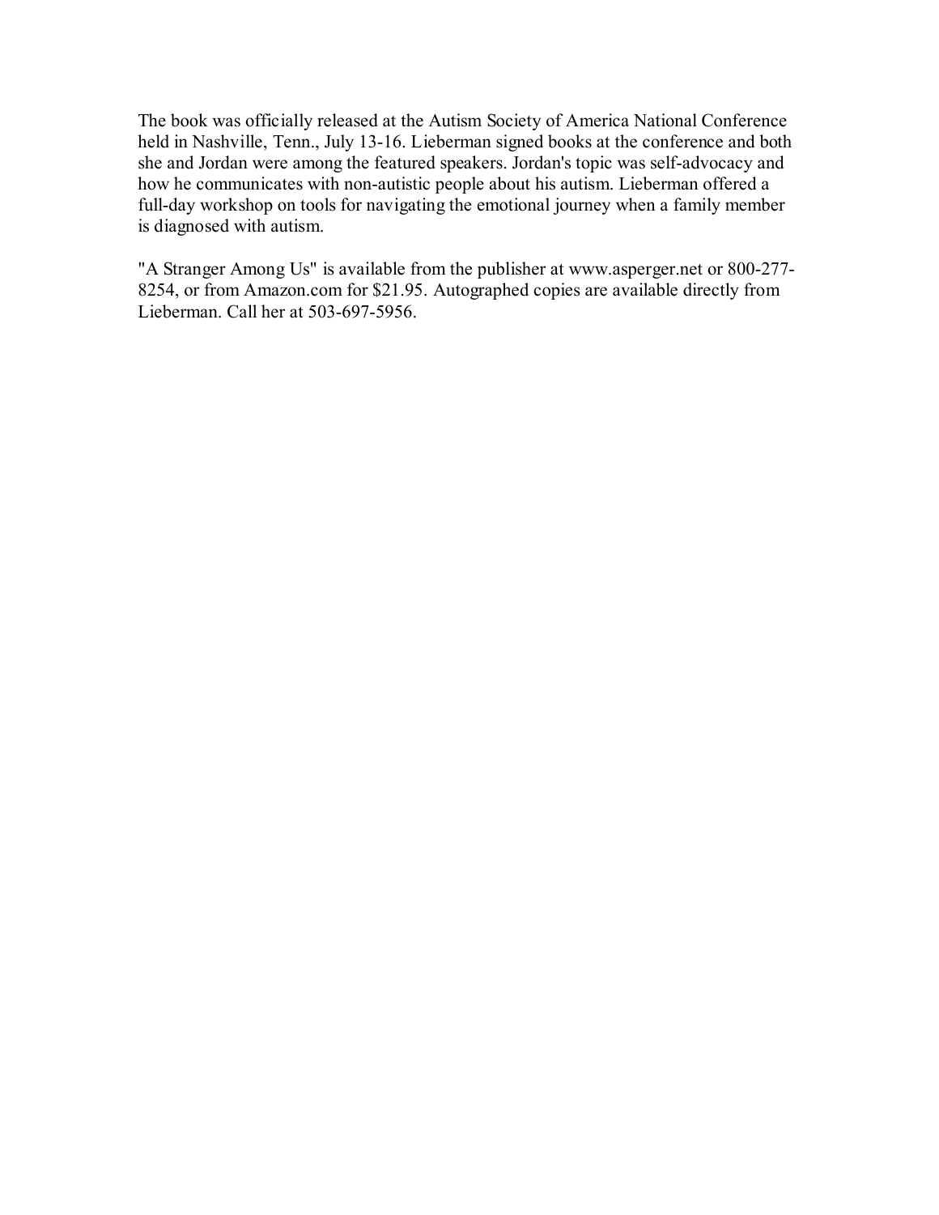The book was officially released at the Autism Society of America National Conference held in Nashville, Tenn., July 13-16. Lieberman signed books at the conference and both she and Jordan were among the featured speakers. Jordan's topic was self-advocacy and how he communicates with non-autistic people about his autism. Lieberman offered a full-day workshop on tools for navigating the emotional journey when a family member is diagnosed with autism.

"A Stranger Among Us" is available from the publisher at www.asperger.net or 800-277-8254, or from Amazon.com for $21.95. Autographed copies are available directly from Lieberman. Call her at 503-697-5956.